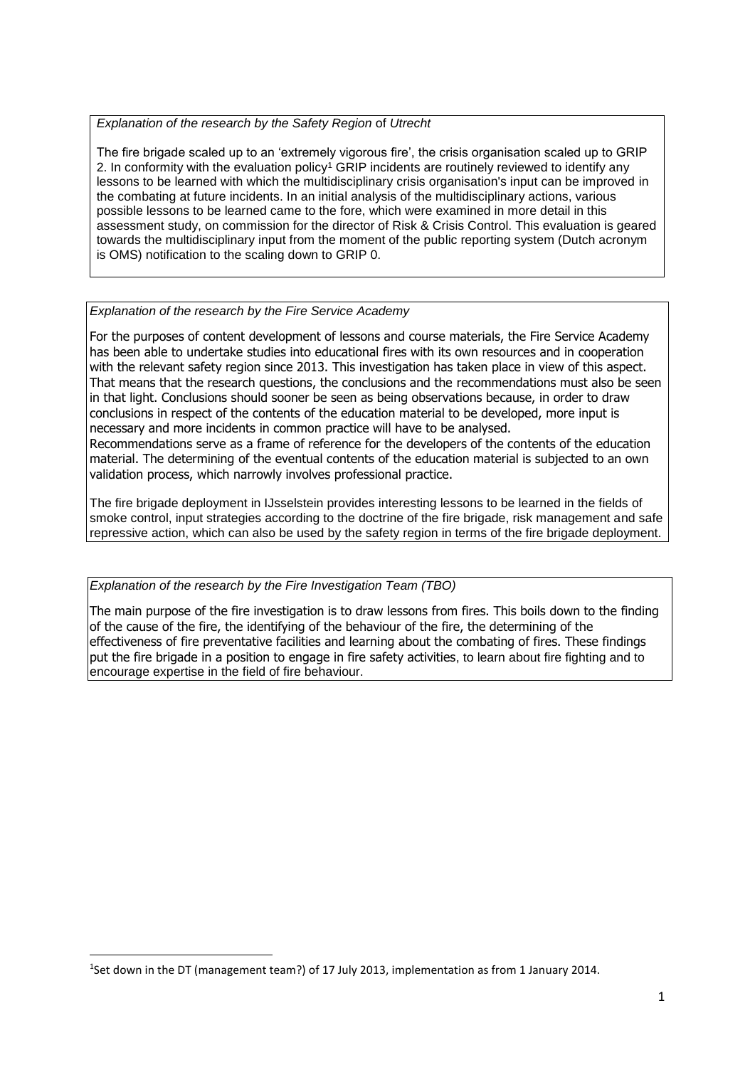*Explanation of the research by the Safety Region of Utrecht*

The fire brigade scaled up to an 'extremely vigorous fire', the crisis organisation scaled up to GRIP 2. In conformity with the evaluation policy[1] GRIP incidents are routinely reviewed to identify any lessons to be learned with which the multidisciplinary crisis organisation's input can be improved in the combating at future incidents. In an initial analysis of the multidisciplinary actions, various possible lessons to be learned came to the fore, which were examined in more detail in this assessment study, on commission for the director of Risk & Crisis Control. This evaluation is geared towards the multidisciplinary input from the moment of the public reporting system (Dutch acronym is OMS) notification to the scaling down to GRIP 0.

*Explanation of the research by the Fire Service Academy*

For the purposes of content development of lessons and course materials, the Fire Service Academy has been able to undertake studies into educational fires with its own resources and in cooperation with the relevant safety region since 2013. This investigation has taken place in view of this aspect. That means that the research questions, the conclusions and the recommendations must also be seen in that light. Conclusions should sooner be seen as being observations because, in order to draw conclusions in respect of the contents of the education material to be developed, more input is necessary and more incidents in common practice will have to be analysed.
Recommendations serve as a frame of reference for the developers of the contents of the education material. The determining of the eventual contents of the education material is subjected to an own validation process, which narrowly involves professional practice.

The fire brigade deployment in IJsselstein provides interesting lessons to be learned in the fields of smoke control, input strategies according to the doctrine of the fire brigade, risk management and safe repressive action, which can also be used by the safety region in terms of the fire brigade deployment.

*Explanation of the research by the Fire Investigation Team (TBO)*

The main purpose of the fire investigation is to draw lessons from fires. This boils down to the finding of the cause of the fire, the identifying of the behaviour of the fire, the determining of the effectiveness of fire preventative facilities and learning about the combating of fires. These findings put the fire brigade in a position to engage in fire safety activities, to learn about fire fighting and to encourage expertise in the field of fire behaviour.

---

[1] Set down in the DT (management team?) of 17 July 2013, implementation as from 1 January 2014.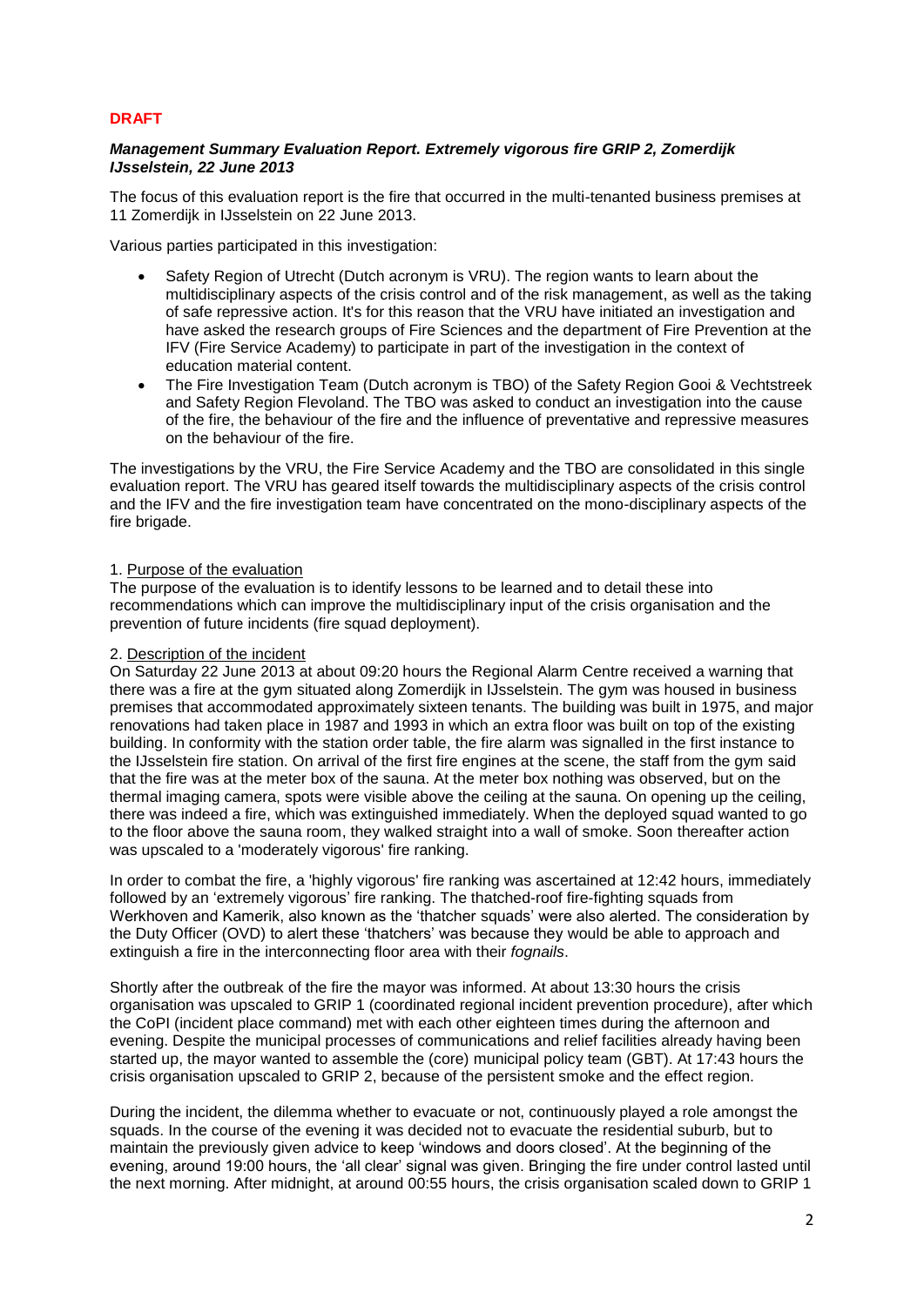**DRAFT**

***Management Summary Evaluation Report. Extremely vigorous fire GRIP 2, Zomerdijk IJsselstein, 22 June 2013***

The focus of this evaluation report is the fire that occurred in the multi-tenanted business premises at 11 Zomerdijk in IJsselstein on 22 June 2013.

Various parties participated in this investigation:

- Safety Region of Utrecht (Dutch acronym is VRU). The region wants to learn about the multidisciplinary aspects of the crisis control and of the risk management, as well as the taking of safe repressive action. It's for this reason that the VRU have initiated an investigation and have asked the research groups of Fire Sciences and the department of Fire Prevention at the IFV (Fire Service Academy) to participate in part of the investigation in the context of education material content.
- The Fire Investigation Team (Dutch acronym is TBO) of the Safety Region Gooi & Vechtstreek and Safety Region Flevoland. The TBO was asked to conduct an investigation into the cause of the fire, the behaviour of the fire and the influence of preventative and repressive measures on the behaviour of the fire.

The investigations by the VRU, the Fire Service Academy and the TBO are consolidated in this single evaluation report. The VRU has geared itself towards the multidisciplinary aspects of the crisis control and the IFV and the fire investigation team have concentrated on the mono-disciplinary aspects of the fire brigade.

1. Purpose of the evaluation

The purpose of the evaluation is to identify lessons to be learned and to detail these into recommendations which can improve the multidisciplinary input of the crisis organisation and the prevention of future incidents (fire squad deployment).

2. Description of the incident

On Saturday 22 June 2013 at about 09:20 hours the Regional Alarm Centre received a warning that there was a fire at the gym situated along Zomerdijk in IJsselstein. The gym was housed in business premises that accommodated approximately sixteen tenants. The building was built in 1975, and major renovations had taken place in 1987 and 1993 in which an extra floor was built on top of the existing building. In conformity with the station order table, the fire alarm was signalled in the first instance to the IJsselstein fire station. On arrival of the first fire engines at the scene, the staff from the gym said that the fire was at the meter box of the sauna. At the meter box nothing was observed, but on the thermal imaging camera, spots were visible above the ceiling at the sauna. On opening up the ceiling, there was indeed a fire, which was extinguished immediately. When the deployed squad wanted to go to the floor above the sauna room, they walked straight into a wall of smoke. Soon thereafter action was upscaled to a 'moderately vigorous' fire ranking.

In order to combat the fire, a 'highly vigorous' fire ranking was ascertained at 12:42 hours, immediately followed by an 'extremely vigorous' fire ranking. The thatched-roof fire-fighting squads from Werkhoven and Kamerik, also known as the 'thatcher squads' were also alerted. The consideration by the Duty Officer (OVD) to alert these 'thatchers' was because they would be able to approach and extinguish a fire in the interconnecting floor area with their *fognails*.

Shortly after the outbreak of the fire the mayor was informed. At about 13:30 hours the crisis organisation was upscaled to GRIP 1 (coordinated regional incident prevention procedure), after which the CoPI (incident place command) met with each other eighteen times during the afternoon and evening. Despite the municipal processes of communications and relief facilities already having been started up, the mayor wanted to assemble the (core) municipal policy team (GBT). At 17:43 hours the crisis organisation upscaled to GRIP 2, because of the persistent smoke and the effect region.

During the incident, the dilemma whether to evacuate or not, continuously played a role amongst the squads. In the course of the evening it was decided not to evacuate the residential suburb, but to maintain the previously given advice to keep 'windows and doors closed'. At the beginning of the evening, around 19:00 hours, the 'all clear' signal was given. Bringing the fire under control lasted until the next morning. After midnight, at around 00:55 hours, the crisis organisation scaled down to GRIP 1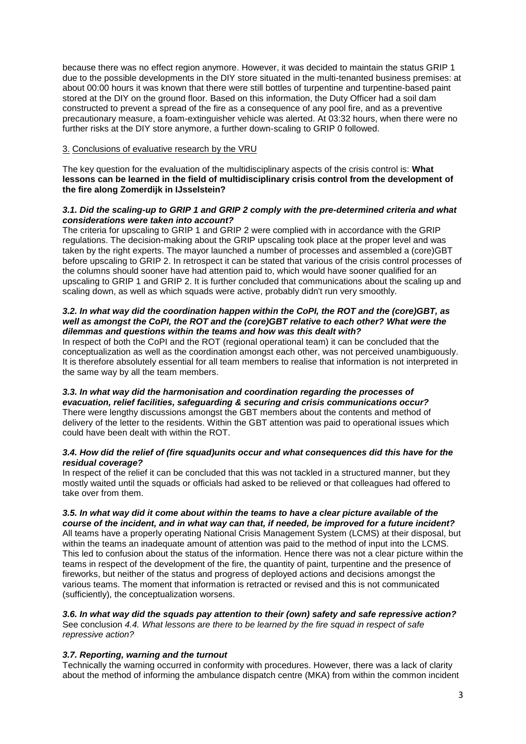because there was no effect region anymore. However, it was decided to maintain the status GRIP 1 due to the possible developments in the DIY store situated in the multi-tenanted business premises: at about 00:00 hours it was known that there were still bottles of turpentine and turpentine-based paint stored at the DIY on the ground floor. Based on this information, the Duty Officer had a soil dam constructed to prevent a spread of the fire as a consequence of any pool fire, and as a preventive precautionary measure, a foam-extinguisher vehicle was alerted. At 03:32 hours, when there were no further risks at the DIY store anymore, a further down-scaling to GRIP 0 followed.

## 3. Conclusions of evaluative research by the VRU

The key question for the evaluation of the multidisciplinary aspects of the crisis control is: **What lessons can be learned in the field of multidisciplinary crisis control from the development of the fire along Zomerdijk in IJsselstein?**

### *3.1. Did the scaling-up to GRIP 1 and GRIP 2 comply with the pre-determined criteria and what considerations were taken into account?*

The criteria for upscaling to GRIP 1 and GRIP 2 were complied with in accordance with the GRIP regulations. The decision-making about the GRIP upscaling took place at the proper level and was taken by the right experts. The mayor launched a number of processes and assembled a (core)GBT before upscaling to GRIP 2. In retrospect it can be stated that various of the crisis control processes of the columns should sooner have had attention paid to, which would have sooner qualified for an upscaling to GRIP 1 and GRIP 2. It is further concluded that communications about the scaling up and scaling down, as well as which squads were active, probably didn't run very smoothly.

### *3.2. In what way did the coordination happen within the CoPI, the ROT and the (core)GBT, as well as amongst the CoPI, the ROT and the (core)GBT relative to each other? What were the dilemmas and questions within the teams and how was this dealt with?*

In respect of both the CoPI and the ROT (regional operational team) it can be concluded that the conceptualization as well as the coordination amongst each other, was not perceived unambiguously. It is therefore absolutely essential for all team members to realise that information is not interpreted in the same way by all the team members.

### *3.3. In what way did the harmonisation and coordination regarding the processes of evacuation, relief facilities, safeguarding & securing and crisis communications occur?*

There were lengthy discussions amongst the GBT members about the contents and method of delivery of the letter to the residents. Within the GBT attention was paid to operational issues which could have been dealt with within the ROT.

### *3.4. How did the relief of (fire squad)units occur and what consequences did this have for the residual coverage?*

In respect of the relief it can be concluded that this was not tackled in a structured manner, but they mostly waited until the squads or officials had asked to be relieved or that colleagues had offered to take over from them.

### *3.5. In what way did it come about within the teams to have a clear picture available of the course of the incident, and in what way can that, if needed, be improved for a future incident?*

All teams have a properly operating National Crisis Management System (LCMS) at their disposal, but within the teams an inadequate amount of attention was paid to the method of input into the LCMS. This led to confusion about the status of the information. Hence there was not a clear picture within the teams in respect of the development of the fire, the quantity of paint, turpentine and the presence of fireworks, but neither of the status and progress of deployed actions and decisions amongst the various teams. The moment that information is retracted or revised and this is not communicated (sufficiently), the conceptualization worsens.

### *3.6. In what way did the squads pay attention to their (own) safety and safe repressive action?*

See conclusion *4.4. What lessons are there to be learned by the fire squad in respect of safe repressive action?*

### *3.7. Reporting, warning and the turnout*

Technically the warning occurred in conformity with procedures. However, there was a lack of clarity about the method of informing the ambulance dispatch centre (MKA) from within the common incident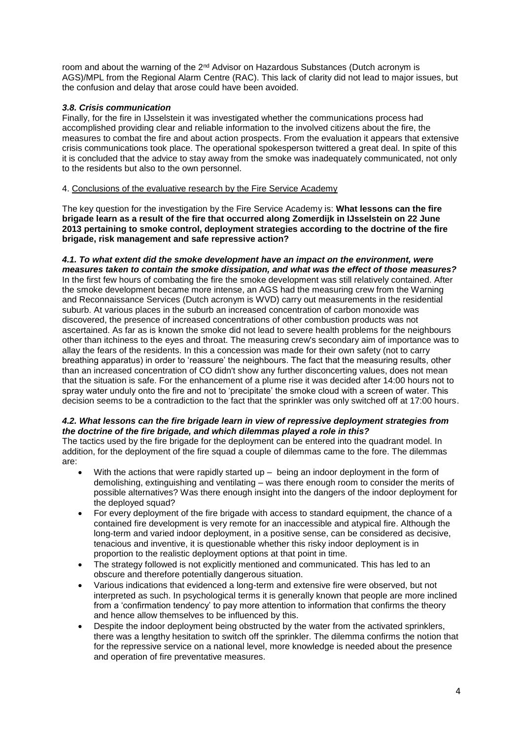room and about the warning of the 2nd Advisor on Hazardous Substances (Dutch acronym is AGS)/MPL from the Regional Alarm Centre (RAC). This lack of clarity did not lead to major issues, but the confusion and delay that arose could have been avoided.

### *3.8. Crisis communication*

Finally, for the fire in IJsselstein it was investigated whether the communications process had accomplished providing clear and reliable information to the involved citizens about the fire, the measures to combat the fire and about action prospects. From the evaluation it appears that extensive crisis communications took place. The operational spokesperson twittered a great deal. In spite of this it is concluded that the advice to stay away from the smoke was inadequately communicated, not only to the residents but also to the own personnel.

## 4. Conclusions of the evaluative research by the Fire Service Academy

The key question for the investigation by the Fire Service Academy is: **What lessons can the fire brigade learn as a result of the fire that occurred along Zomerdijk in IJsselstein on 22 June 2013 pertaining to smoke control, deployment strategies according to the doctrine of the fire brigade, risk management and safe repressive action?**

### *4.1. To what extent did the smoke development have an impact on the environment, were measures taken to contain the smoke dissipation, and what was the effect of those measures?*

In the first few hours of combating the fire the smoke development was still relatively contained. After the smoke development became more intense, an AGS had the measuring crew from the Warning and Reconnaissance Services (Dutch acronym is WVD) carry out measurements in the residential suburb. At various places in the suburb an increased concentration of carbon monoxide was discovered, the presence of increased concentrations of other combustion products was not ascertained. As far as is known the smoke did not lead to severe health problems for the neighbours other than itchiness to the eyes and throat. The measuring crew's secondary aim of importance was to allay the fears of the residents. In this a concession was made for their own safety (not to carry breathing apparatus) in order to 'reassure' the neighbours. The fact that the measuring results, other than an increased concentration of CO didn't show any further disconcerting values, does not mean that the situation is safe. For the enhancement of a plume rise it was decided after 14:00 hours not to spray water unduly onto the fire and not to 'precipitate' the smoke cloud with a screen of water. This decision seems to be a contradiction to the fact that the sprinkler was only switched off at 17:00 hours.

### *4.2. What lessons can the fire brigade learn in view of repressive deployment strategies from the doctrine of the fire brigade, and which dilemmas played a role in this?*

The tactics used by the fire brigade for the deployment can be entered into the quadrant model. In addition, for the deployment of the fire squad a couple of dilemmas came to the fore. The dilemmas are:

- With the actions that were rapidly started up – being an indoor deployment in the form of demolishing, extinguishing and ventilating – was there enough room to consider the merits of possible alternatives? Was there enough insight into the dangers of the indoor deployment for the deployed squad?
- For every deployment of the fire brigade with access to standard equipment, the chance of a contained fire development is very remote for an inaccessible and atypical fire. Although the long-term and varied indoor deployment, in a positive sense, can be considered as decisive, tenacious and inventive, it is questionable whether this risky indoor deployment is in proportion to the realistic deployment options at that point in time.
- The strategy followed is not explicitly mentioned and communicated. This has led to an obscure and therefore potentially dangerous situation.
- Various indications that evidenced a long-term and extensive fire were observed, but not interpreted as such. In psychological terms it is generally known that people are more inclined from a 'confirmation tendency' to pay more attention to information that confirms the theory and hence allow themselves to be influenced by this.
- Despite the indoor deployment being obstructed by the water from the activated sprinklers, there was a lengthy hesitation to switch off the sprinkler. The dilemma confirms the notion that for the repressive service on a national level, more knowledge is needed about the presence and operation of fire preventative measures.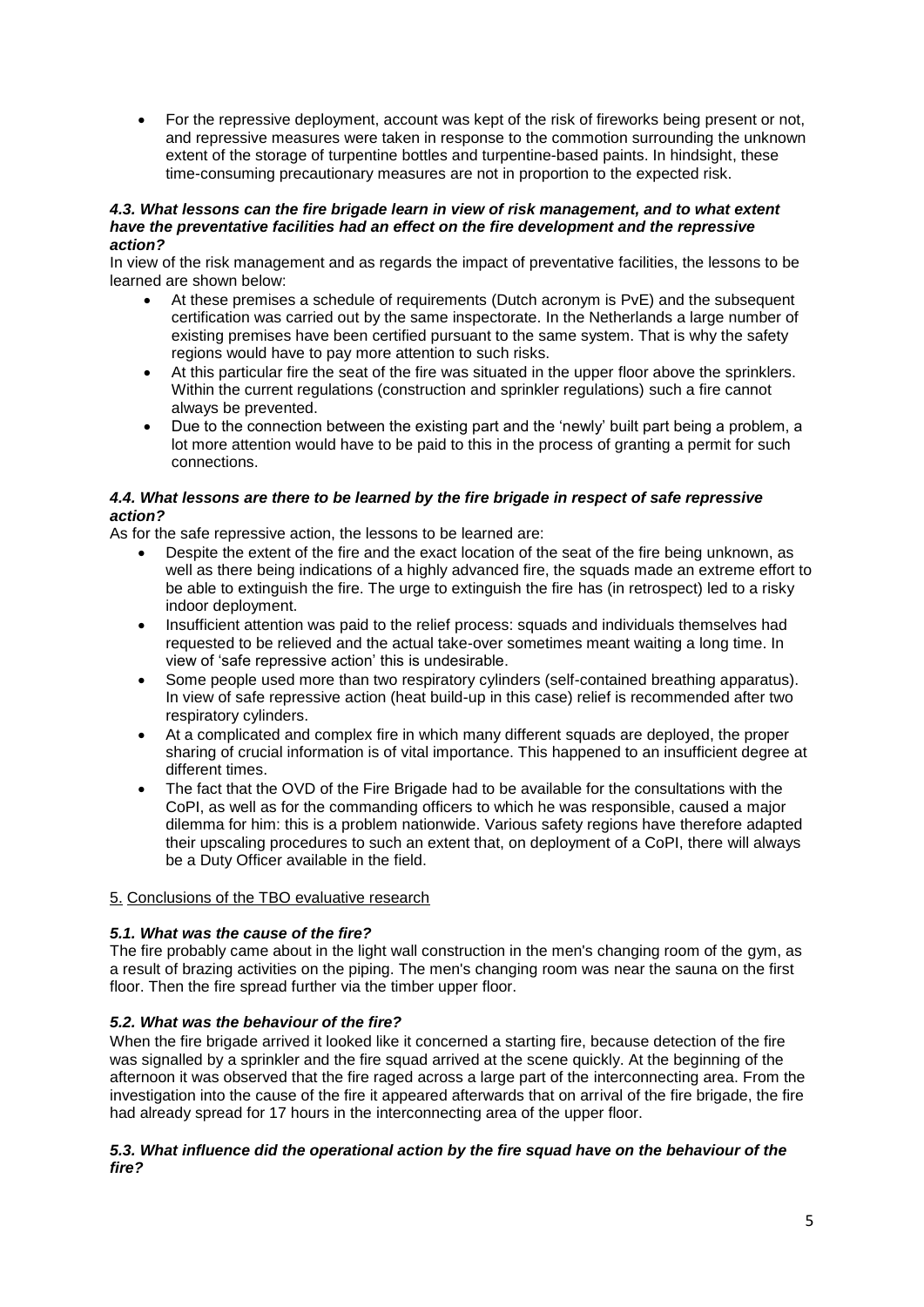- For the repressive deployment, account was kept of the risk of fireworks being present or not, and repressive measures were taken in response to the commotion surrounding the unknown extent of the storage of turpentine bottles and turpentine-based paints. In hindsight, these time-consuming precautionary measures are not in proportion to the expected risk.

***4.3. What lessons can the fire brigade learn in view of risk management, and to what extent have the preventative facilities had an effect on the fire development and the repressive action?***

In view of the risk management and as regards the impact of preventative facilities, the lessons to be learned are shown below:

- At these premises a schedule of requirements (Dutch acronym is PvE) and the subsequent certification was carried out by the same inspectorate. In the Netherlands a large number of existing premises have been certified pursuant to the same system. That is why the safety regions would have to pay more attention to such risks.
- At this particular fire the seat of the fire was situated in the upper floor above the sprinklers. Within the current regulations (construction and sprinkler regulations) such a fire cannot always be prevented.
- Due to the connection between the existing part and the 'newly' built part being a problem, a lot more attention would have to be paid to this in the process of granting a permit for such connections.

***4.4. What lessons are there to be learned by the fire brigade in respect of safe repressive action?***

As for the safe repressive action, the lessons to be learned are:

- Despite the extent of the fire and the exact location of the seat of the fire being unknown, as well as there being indications of a highly advanced fire, the squads made an extreme effort to be able to extinguish the fire. The urge to extinguish the fire has (in retrospect) led to a risky indoor deployment.
- Insufficient attention was paid to the relief process: squads and individuals themselves had requested to be relieved and the actual take-over sometimes meant waiting a long time. In view of 'safe repressive action' this is undesirable.
- Some people used more than two respiratory cylinders (self-contained breathing apparatus). In view of safe repressive action (heat build-up in this case) relief is recommended after two respiratory cylinders.
- At a complicated and complex fire in which many different squads are deployed, the proper sharing of crucial information is of vital importance. This happened to an insufficient degree at different times.
- The fact that the OVD of the Fire Brigade had to be available for the consultations with the CoPI, as well as for the commanding officers to which he was responsible, caused a major dilemma for him: this is a problem nationwide. Various safety regions have therefore adapted their upscaling procedures to such an extent that, on deployment of a CoPI, there will always be a Duty Officer available in the field.

## 5. Conclusions of the TBO evaluative research

***5.1. What was the cause of the fire?***

The fire probably came about in the light wall construction in the men's changing room of the gym, as a result of brazing activities on the piping. The men's changing room was near the sauna on the first floor. Then the fire spread further via the timber upper floor.

***5.2. What was the behaviour of the fire?***

When the fire brigade arrived it looked like it concerned a starting fire, because detection of the fire was signalled by a sprinkler and the fire squad arrived at the scene quickly. At the beginning of the afternoon it was observed that the fire raged across a large part of the interconnecting area. From the investigation into the cause of the fire it appeared afterwards that on arrival of the fire brigade, the fire had already spread for 17 hours in the interconnecting area of the upper floor.

***5.3. What influence did the operational action by the fire squad have on the behaviour of the fire?***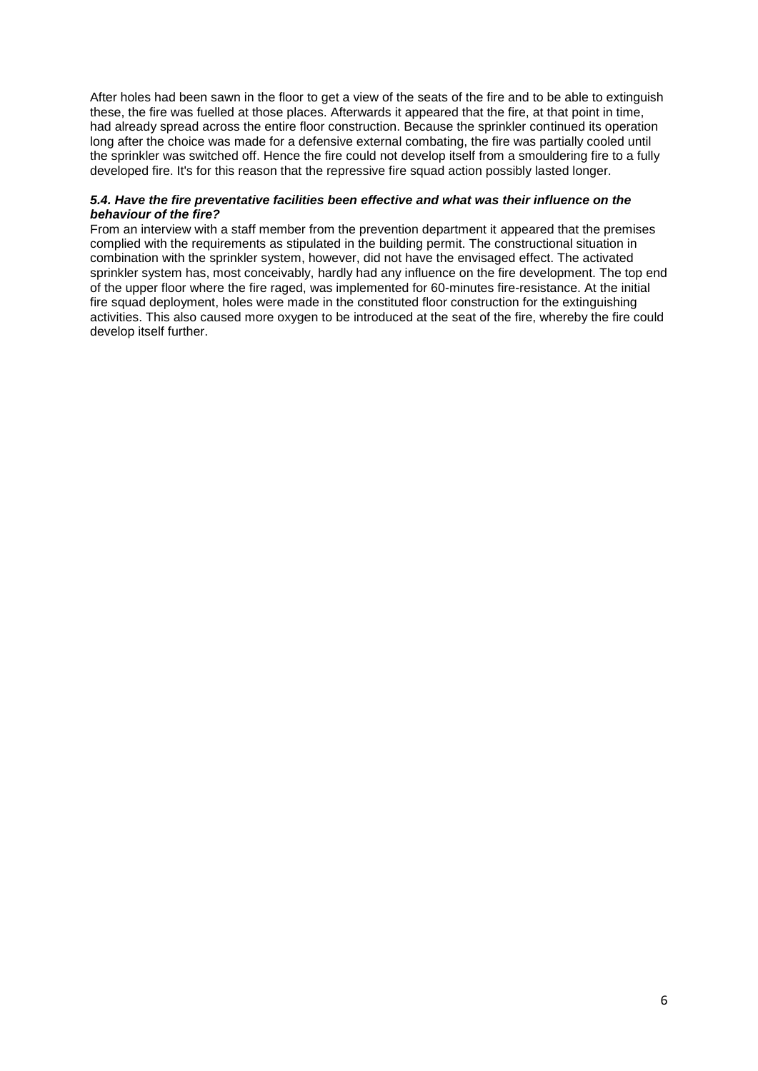After holes had been sawn in the floor to get a view of the seats of the fire and to be able to extinguish these, the fire was fuelled at those places. Afterwards it appeared that the fire, at that point in time, had already spread across the entire floor construction. Because the sprinkler continued its operation long after the choice was made for a defensive external combating, the fire was partially cooled until the sprinkler was switched off. Hence the fire could not develop itself from a smouldering fire to a fully developed fire. It's for this reason that the repressive fire squad action possibly lasted longer.

### *5.4. Have the fire preventative facilities been effective and what was their influence on the behaviour of the fire?*

From an interview with a staff member from the prevention department it appeared that the premises complied with the requirements as stipulated in the building permit. The constructional situation in combination with the sprinkler system, however, did not have the envisaged effect. The activated sprinkler system has, most conceivably, hardly had any influence on the fire development. The top end of the upper floor where the fire raged, was implemented for 60-minutes fire-resistance. At the initial fire squad deployment, holes were made in the constituted floor construction for the extinguishing activities. This also caused more oxygen to be introduced at the seat of the fire, whereby the fire could develop itself further.